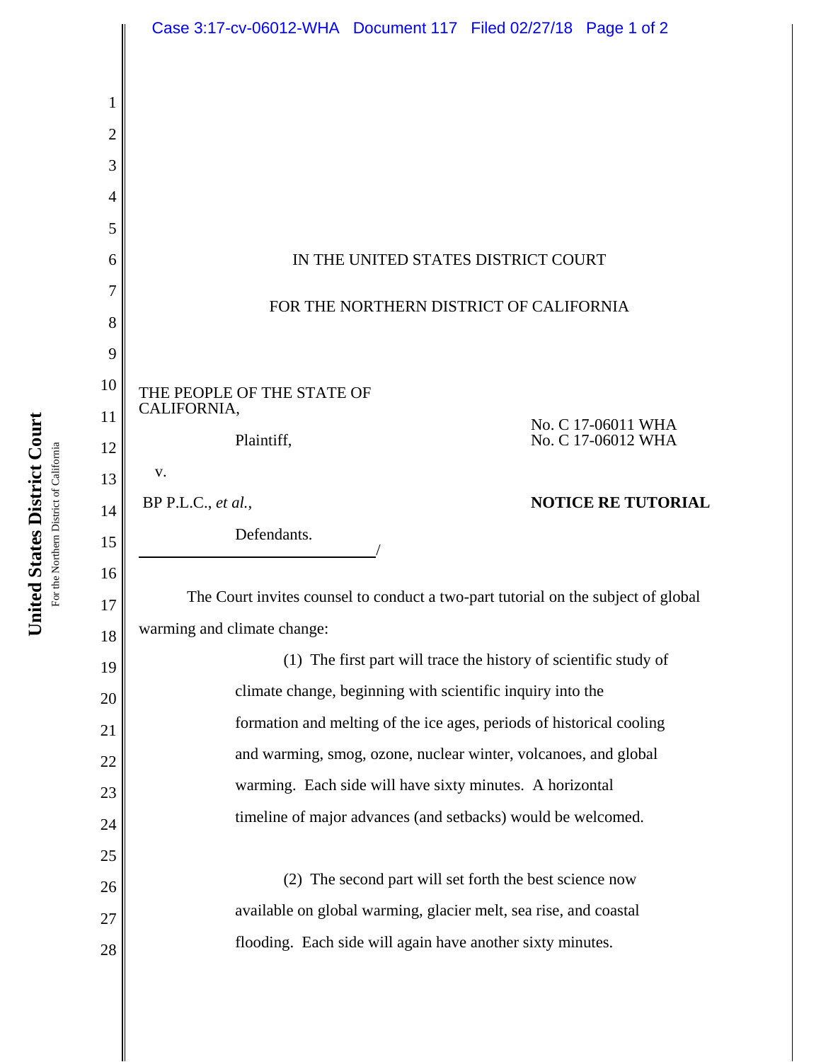IN THE UNITED STATES DISTRICT COURT

FOR THE NORTHERN DISTRICT OF CALIFORNIA

THE PEOPLE OF THE STATE OF CALIFORNIA,

Plaintiff,

v.

BP P.L.C., *et al.*,

Defendants.

/

No. C 17-06011 WHA
No. C 17-06012 WHA

**NOTICE RE TUTORIAL**

The Court invites counsel to conduct a two-part tutorial on the subject of global warming and climate change:

(1) The first part will trace the history of scientific study of climate change, beginning with scientific inquiry into the formation and melting of the ice ages, periods of historical cooling and warming, smog, ozone, nuclear winter, volcanoes, and global warming. Each side will have sixty minutes. A horizontal timeline of major advances (and setbacks) would be welcomed.

(2) The second part will set forth the best science now available on global warming, glacier melt, sea rise, and coastal flooding. Each side will again have another sixty minutes.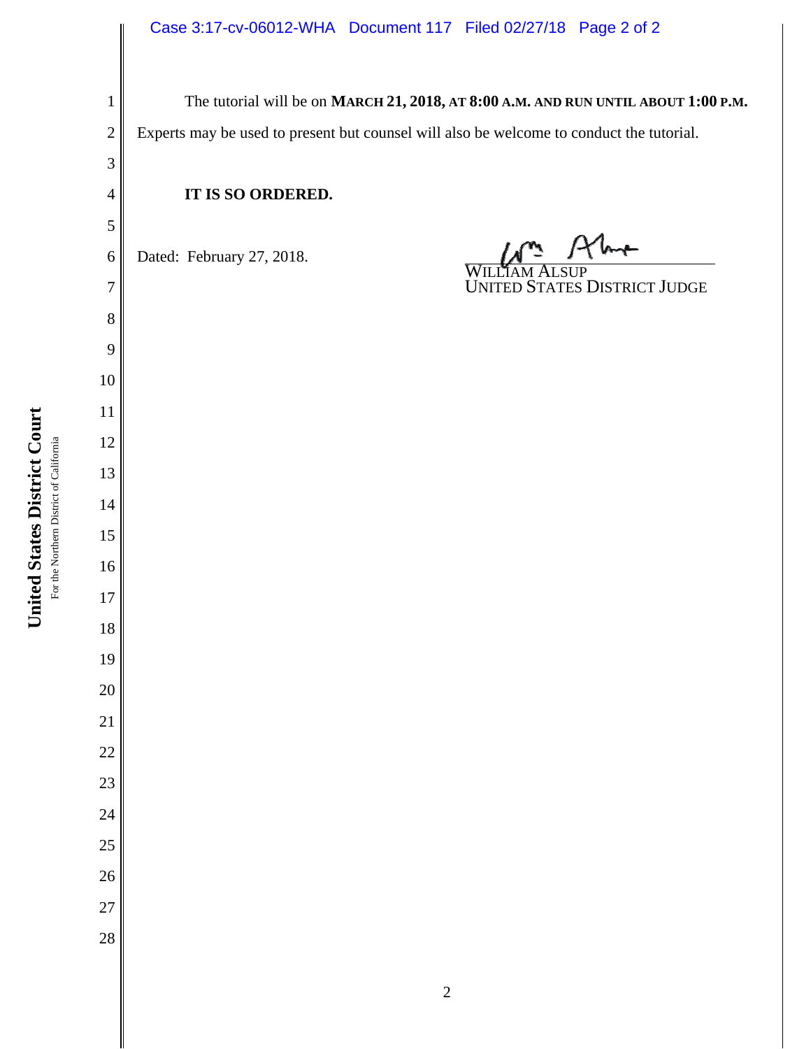The tutorial will be on **MARCH 21, 2018, AT 8:00 A.M. AND RUN UNTIL ABOUT 1:00 P.M.** Experts may be used to present but counsel will also be welcome to conduct the tutorial.

**IT IS SO ORDERED.**

Dated: February 27, 2018.

WILLIAM ALSUP
UNITED STATES DISTRICT JUDGE